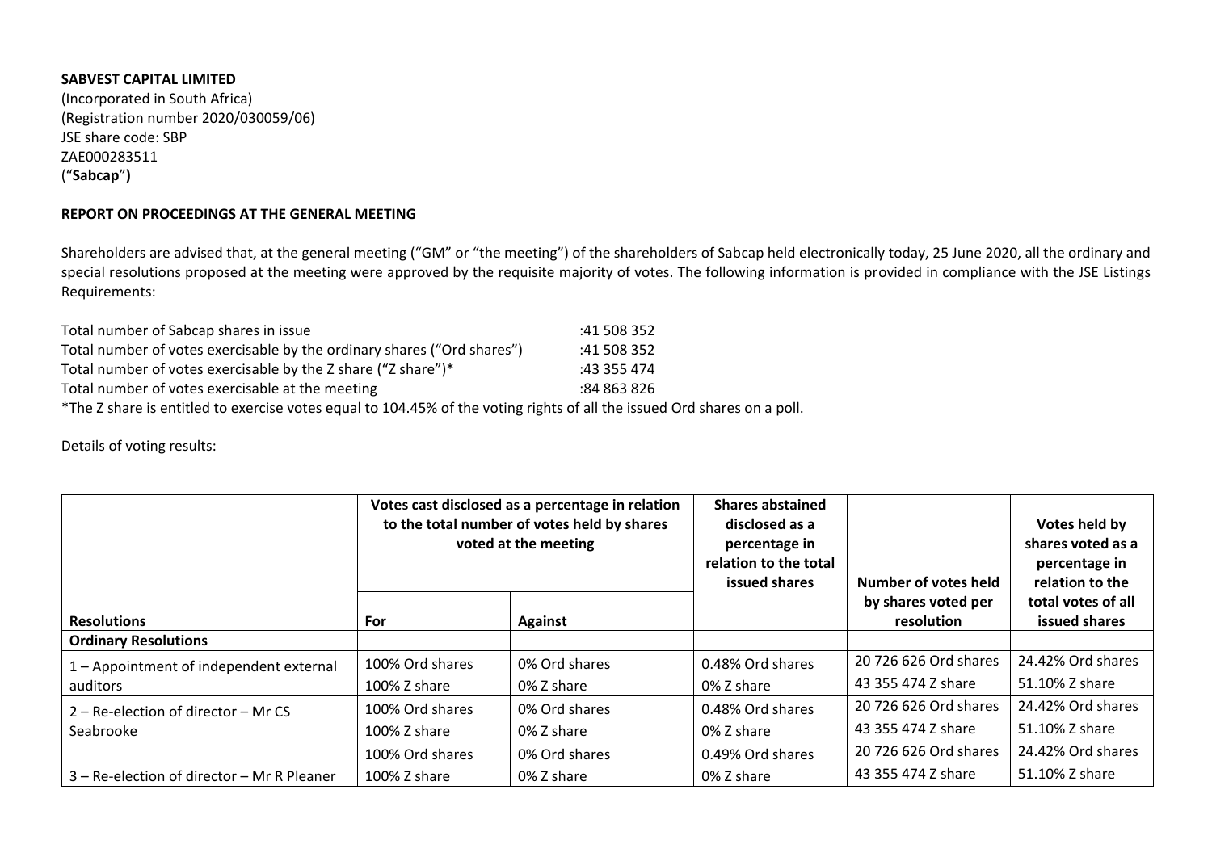**SABVEST CAPITAL LIMITED**
(Incorporated in South Africa)
(Registration number 2020/030059/06)
JSE share code: SBP
ZAE000283511
("**Sabcap**")

**REPORT ON PROCEEDINGS AT THE GENERAL MEETING**

Shareholders are advised that, at the general meeting ("GM" or "the meeting") of the shareholders of Sabcap held electronically today, 25 June 2020, all the ordinary and special resolutions proposed at the meeting were approved by the requisite majority of votes. The following information is provided in compliance with the JSE Listings Requirements:

| | |
|---|---|
| Total number of Sabcap shares in issue | :41 508 352 |
| Total number of votes exercisable by the ordinary shares ("Ord shares") | :41 508 352 |
| Total number of votes exercisable by the Z share ("Z share")* | :43 355 474 |
| Total number of votes exercisable at the meeting | :84 863 826 |

*The Z share is entitled to exercise votes equal to 104.45% of the voting rights of all the issued Ord shares on a poll.

Details of voting results:

| | Votes cast disclosed as a percentage in relation to the total number of votes held by shares voted at the meeting | | Shares abstained disclosed as a percentage in relation to the total issued shares | Number of votes held by shares voted per resolution | Votes held by shares voted as a percentage in relation to the total votes of all issued shares |
|---|---|---|---|---|---|
| **Resolutions** | **For** | **Against** | | | |
| **Ordinary Resolutions** | | | | | |
| 1 – Appointment of independent external auditors | 100% Ord shares<br>100% Z share | 0% Ord shares<br>0% Z share | 0.48% Ord shares<br>0% Z share | 20 726 626 Ord shares<br>43 355 474 Z share | 24.42% Ord shares<br>51.10% Z share |
| 2 – Re-election of director – Mr CS Seabrooke | 100% Ord shares<br>100% Z share | 0% Ord shares<br>0% Z share | 0.48% Ord shares<br>0% Z share | 20 726 626 Ord shares<br>43 355 474 Z share | 24.42% Ord shares<br>51.10% Z share |
| 3 – Re-election of director – Mr R Pleaner | 100% Ord shares<br>100% Z share | 0% Ord shares<br>0% Z share | 0.49% Ord shares<br>0% Z share | 20 726 626 Ord shares<br>43 355 474 Z share | 24.42% Ord shares<br>51.10% Z share |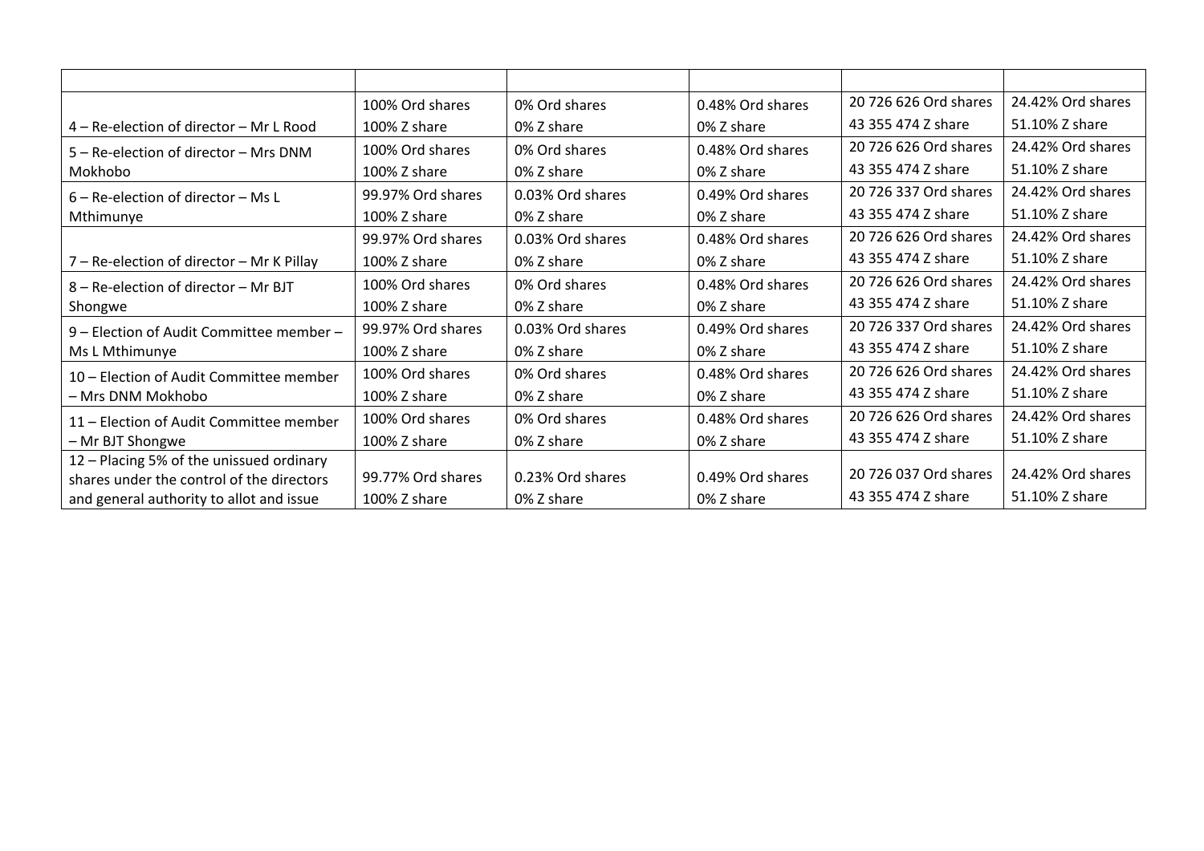| | | | | | |
|---|---|---|---|---|---|
| | | | | | |
| 4 – Re-election of director – Mr L Rood | 100% Ord shares<br>100% Z share | 0% Ord shares<br>0% Z share | 0.48% Ord shares<br>0% Z share | 20 726 626 Ord shares<br>43 355 474 Z share | 24.42% Ord shares<br>51.10% Z share |
| 5 – Re-election of director – Mrs DNM Mokhobo | 100% Ord shares<br>100% Z share | 0% Ord shares<br>0% Z share | 0.48% Ord shares<br>0% Z share | 20 726 626 Ord shares<br>43 355 474 Z share | 24.42% Ord shares<br>51.10% Z share |
| 6 – Re-election of director – Ms L Mthimunye | 99.97% Ord shares<br>100% Z share | 0.03% Ord shares<br>0% Z share | 0.49% Ord shares<br>0% Z share | 20 726 337 Ord shares<br>43 355 474 Z share | 24.42% Ord shares<br>51.10% Z share |
| 7 – Re-election of director – Mr K Pillay | 99.97% Ord shares<br>100% Z share | 0.03% Ord shares<br>0% Z share | 0.48% Ord shares<br>0% Z share | 20 726 626 Ord shares<br>43 355 474 Z share | 24.42% Ord shares<br>51.10% Z share |
| 8 – Re-election of director – Mr BJT Shongwe | 100% Ord shares<br>100% Z share | 0% Ord shares<br>0% Z share | 0.48% Ord shares<br>0% Z share | 20 726 626 Ord shares<br>43 355 474 Z share | 24.42% Ord shares<br>51.10% Z share |
| 9 – Election of Audit Committee member – Ms L Mthimunye | 99.97% Ord shares<br>100% Z share | 0.03% Ord shares<br>0% Z share | 0.49% Ord shares<br>0% Z share | 20 726 337 Ord shares<br>43 355 474 Z share | 24.42% Ord shares<br>51.10% Z share |
| 10 – Election of Audit Committee member – Mrs DNM Mokhobo | 100% Ord shares<br>100% Z share | 0% Ord shares<br>0% Z share | 0.48% Ord shares<br>0% Z share | 20 726 626 Ord shares<br>43 355 474 Z share | 24.42% Ord shares<br>51.10% Z share |
| 11 – Election of Audit Committee member – Mr BJT Shongwe | 100% Ord shares<br>100% Z share | 0% Ord shares<br>0% Z share | 0.48% Ord shares<br>0% Z share | 20 726 626 Ord shares<br>43 355 474 Z share | 24.42% Ord shares<br>51.10% Z share |
| 12 – Placing 5% of the unissued ordinary shares under the control of the directors and general authority to allot and issue | 99.77% Ord shares<br>100% Z share | 0.23% Ord shares<br>0% Z share | 0.49% Ord shares<br>0% Z share | 20 726 037 Ord shares<br>43 355 474 Z share | 24.42% Ord shares<br>51.10% Z share |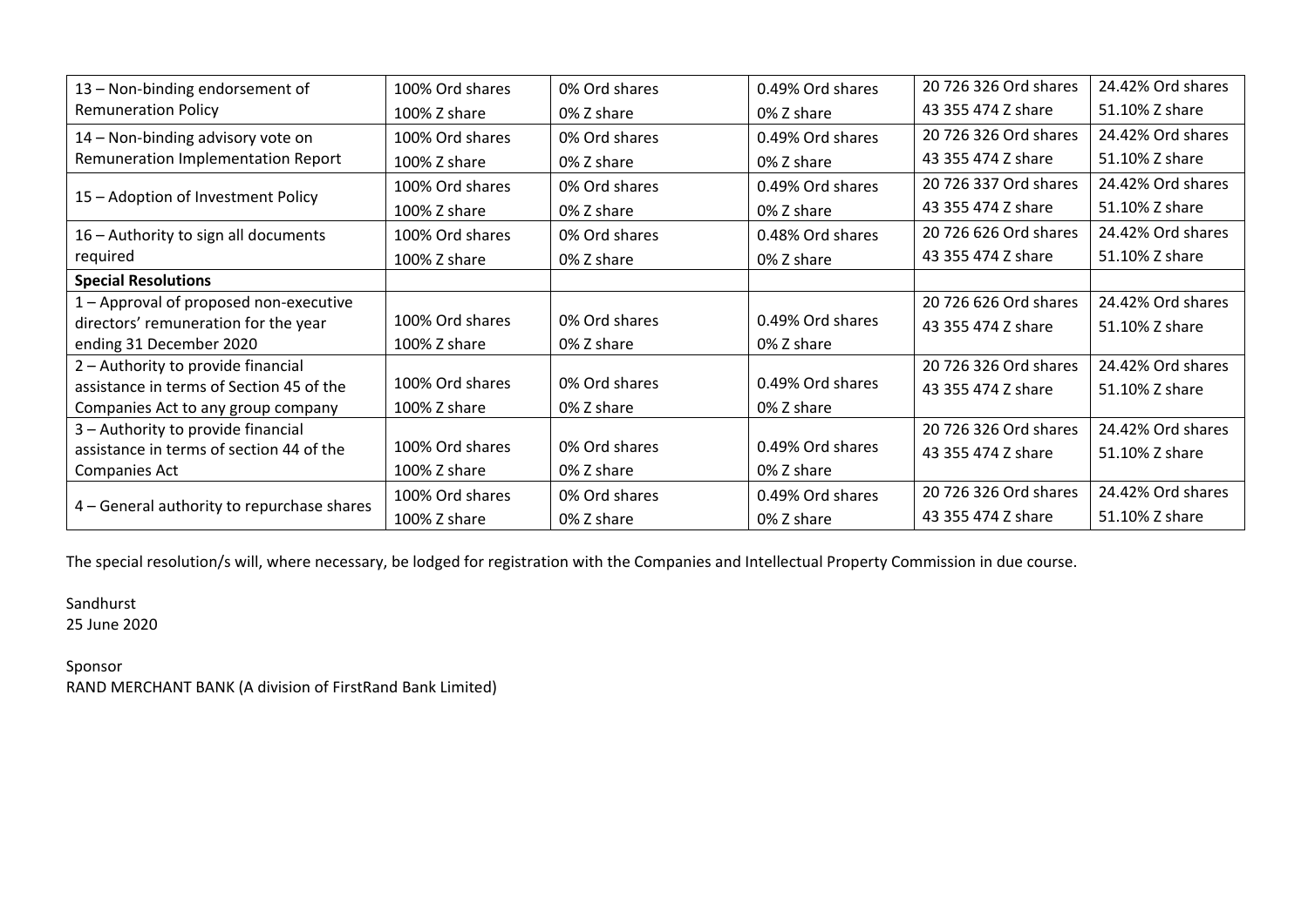| | | | | | |
|---|---|---|---|---|---|
| 13 – Non-binding endorsement of Remuneration Policy | 100% Ord shares<br>100% Z share | 0% Ord shares<br>0% Z share | 0.49% Ord shares<br>0% Z share | 20 726 326 Ord shares<br>43 355 474 Z share | 24.42% Ord shares<br>51.10% Z share |
| 14 – Non-binding advisory vote on Remuneration Implementation Report | 100% Ord shares<br>100% Z share | 0% Ord shares<br>0% Z share | 0.49% Ord shares<br>0% Z share | 20 726 326 Ord shares<br>43 355 474 Z share | 24.42% Ord shares<br>51.10% Z share |
| 15 – Adoption of Investment Policy | 100% Ord shares<br>100% Z share | 0% Ord shares<br>0% Z share | 0.49% Ord shares<br>0% Z share | 20 726 337 Ord shares<br>43 355 474 Z share | 24.42% Ord shares<br>51.10% Z share |
| 16 – Authority to sign all documents required | 100% Ord shares<br>100% Z share | 0% Ord shares<br>0% Z share | 0.48% Ord shares<br>0% Z share | 20 726 626 Ord shares<br>43 355 474 Z share | 24.42% Ord shares<br>51.10% Z share |
| **Special Resolutions** | | | | | |
| 1 – Approval of proposed non-executive directors' remuneration for the year ending 31 December 2020 | 100% Ord shares<br>100% Z share | 0% Ord shares<br>0% Z share | 0.49% Ord shares<br>0% Z share | 20 726 626 Ord shares<br>43 355 474 Z share | 24.42% Ord shares<br>51.10% Z share |
| 2 – Authority to provide financial assistance in terms of Section 45 of the Companies Act to any group company | 100% Ord shares<br>100% Z share | 0% Ord shares<br>0% Z share | 0.49% Ord shares<br>0% Z share | 20 726 326 Ord shares<br>43 355 474 Z share | 24.42% Ord shares<br>51.10% Z share |
| 3 – Authority to provide financial assistance in terms of section 44 of the Companies Act | 100% Ord shares<br>100% Z share | 0% Ord shares<br>0% Z share | 0.49% Ord shares<br>0% Z share | 20 726 326 Ord shares<br>43 355 474 Z share | 24.42% Ord shares<br>51.10% Z share |
| 4 – General authority to repurchase shares | 100% Ord shares<br>100% Z share | 0% Ord shares<br>0% Z share | 0.49% Ord shares<br>0% Z share | 20 726 326 Ord shares<br>43 355 474 Z share | 24.42% Ord shares<br>51.10% Z share |

The special resolution/s will, where necessary, be lodged for registration with the Companies and Intellectual Property Commission in due course.

Sandhurst
25 June 2020

Sponsor
RAND MERCHANT BANK (A division of FirstRand Bank Limited)